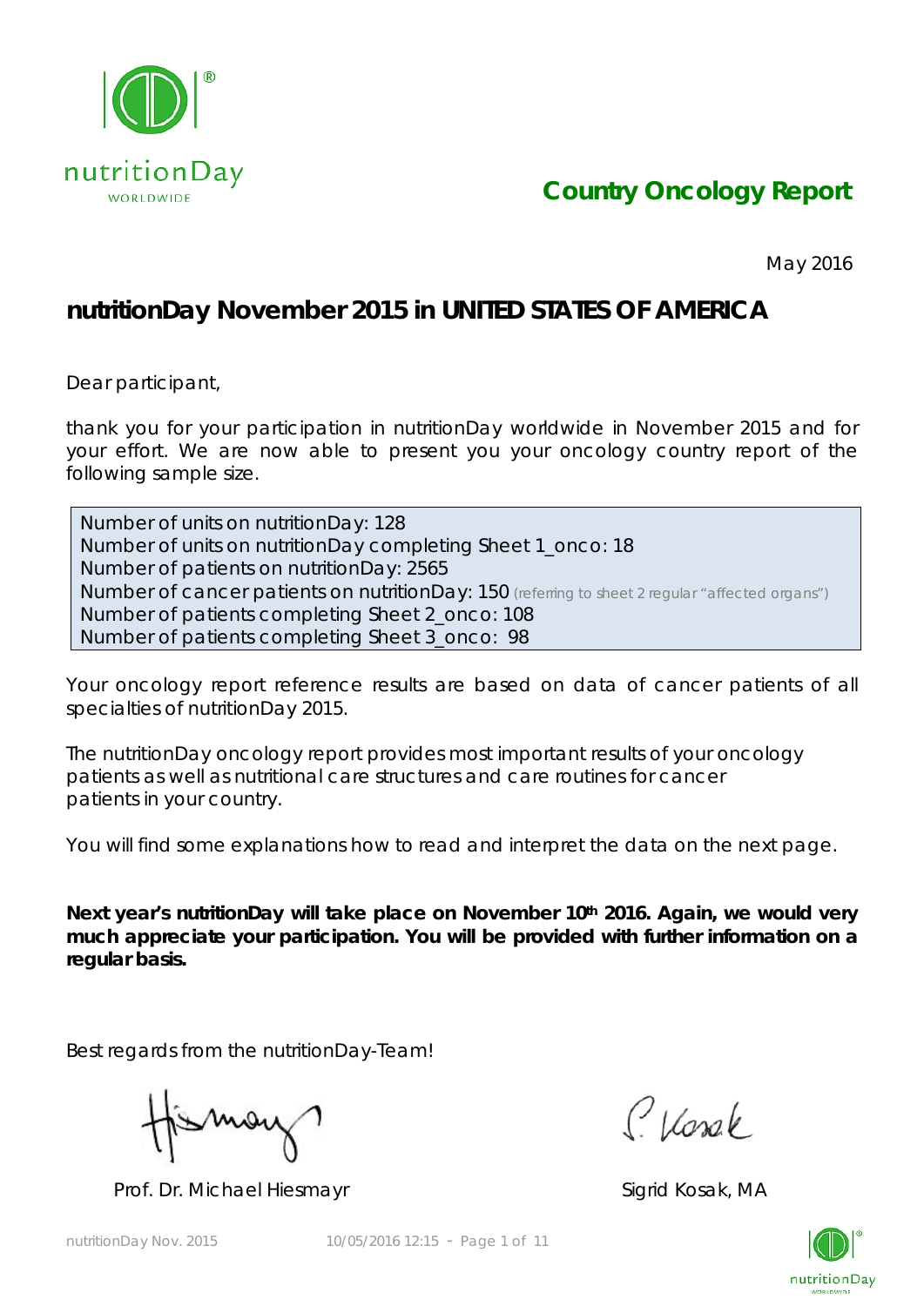## Country Oncology Report

May 2016

# nutritionDay November 2015 in UNITED STATES OF AMERICA

Dear participant,

thank you for your participation in nutritionDay worldwide in November 2015 and for your effort. We are now able to present you your oncology country report of the following sample size.

Number of units on nutritionDay: 128
Number of units on nutritionDay completing Sheet 1_onco: 18
Number of patients on nutritionDay: 2565
Number of cancer patients on nutritionDay: 150 (referring to sheet 2 regular "affected organs")
Number of patients completing Sheet 2_onco: 108
Number of patients completing Sheet 3_onco: 98

Your oncology report reference results are based on data of cancer patients of all specialties of nutritionDay 2015.

The nutritionDay oncology report provides most important results of your oncology patients as well as nutritional care structures and care routines for cancer patients in your country.

You will find some explanations how to read and interpret the data on the next page.

**Next year's nutritionDay will take place on November 10th 2016. Again, we would very much appreciate your participation. You will be provided with further information on a regular basis.**

Best regards from the nutritionDay-Team!

Prof. Dr. Michael Hiesmayr

Sigrid Kosak, MA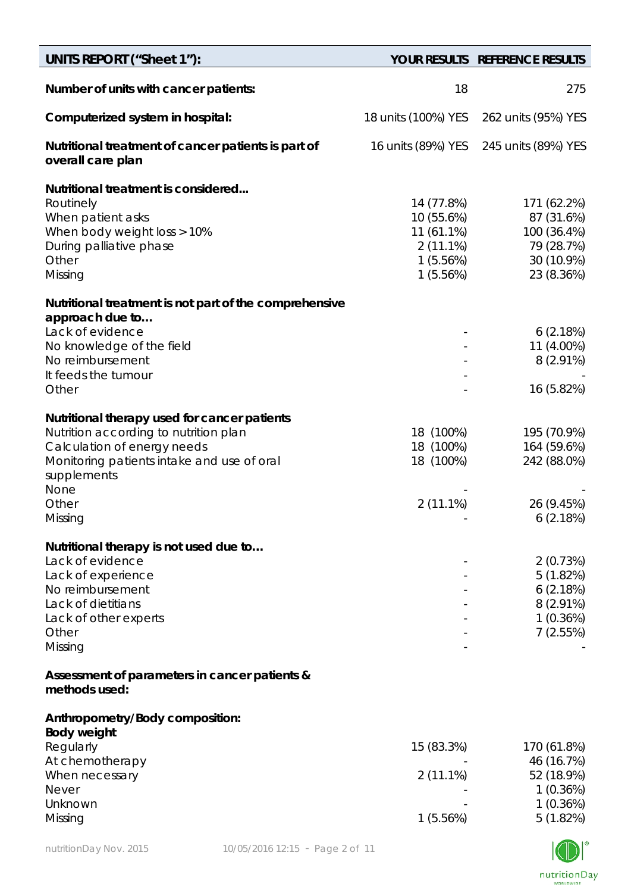| UNITS REPORT ("Sheet 1"): | YOUR RESULTS | REFERENCE RESULTS |
|---|---|---|
| **Number of units with cancer patients:** | 18 | 275 |
| **Computerized system in hospital:** | 18 units (100%) YES | 262 units (95%) YES |
| **Nutritional treatment of cancer patients is part of overall care plan** | 16 units (89%) YES | 245 units (89%) YES |
| **Nutritional treatment is considered...** | | |
| Routinely | 14 (77.8%) | 171 (62.2%) |
| When patient asks | 10 (55.6%) | 87 (31.6%) |
| When body weight loss > 10% | 11 (61.1%) | 100 (36.4%) |
| During palliative phase | 2 (11.1%) | 79 (28.7%) |
| Other | 1 (5.56%) | 30 (10.9%) |
| Missing | 1 (5.56%) | 23 (8.36%) |
| **Nutritional treatment is not part of the comprehensive approach due to…** | | |
| Lack of evidence | - | 6 (2.18%) |
| No knowledge of the field | - | 11 (4.00%) |
| No reimbursement | - | 8 (2.91%) |
| It feeds the tumour | - | - |
| Other | - | 16 (5.82%) |
| **Nutritional therapy used for cancer patients** | | |
| Nutrition according to nutrition plan | 18 (100%) | 195 (70.9%) |
| Calculation of energy needs | 18 (100%) | 164 (59.6%) |
| Monitoring patients intake and use of oral supplements | 18 (100%) | 242 (88.0%) |
| None | - | - |
| Other | 2 (11.1%) | 26 (9.45%) |
| Missing | - | 6 (2.18%) |
| **Nutritional therapy is not used due to…** | | |
| Lack of evidence | - | 2 (0.73%) |
| Lack of experience | - | 5 (1.82%) |
| No reimbursement | - | 6 (2.18%) |
| Lack of dietitians | - | 8 (2.91%) |
| Lack of other experts | - | 1 (0.36%) |
| Other | - | 7 (2.55%) |
| Missing | - | - |
| **Assessment of parameters in cancer patients & methods used:** | | |
| **Anthropometry/Body composition:** | | |
| **Body weight** | | |
| Regularly | 15 (83.3%) | 170 (61.8%) |
| At chemotherapy | - | 46 (16.7%) |
| When necessary | 2 (11.1%) | 52 (18.9%) |
| Never | - | 1 (0.36%) |
| Unknown | - | 1 (0.36%) |
| Missing | 1 (5.56%) | 5 (1.82%) |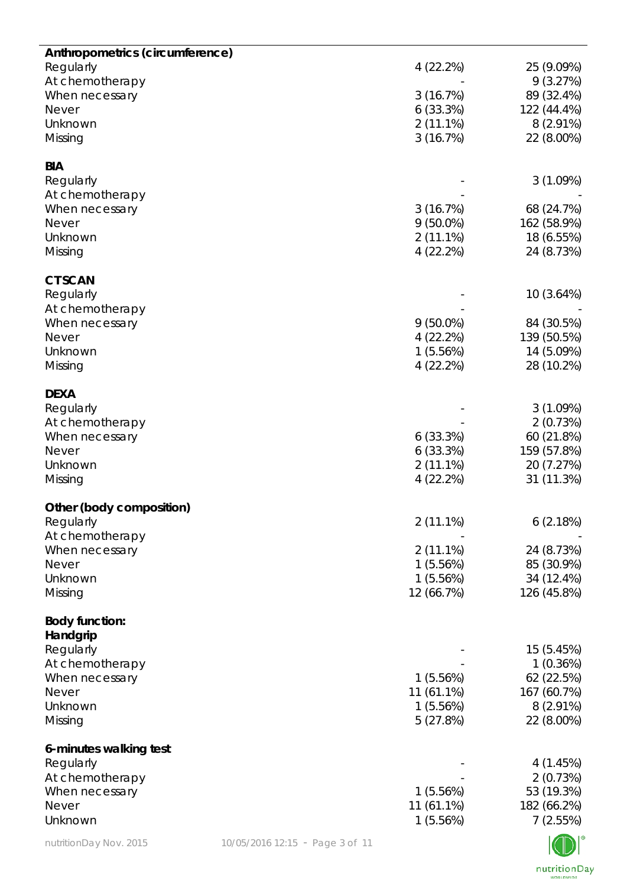| | | |
|---|---|---|
| **Anthropometrics (circumference)** | | |
| Regularly | 4 (22.2%) | 25 (9.09%) |
| At chemotherapy | - | 9 (3.27%) |
| When necessary | 3 (16.7%) | 89 (32.4%) |
| Never | 6 (33.3%) | 122 (44.4%) |
| Unknown | 2 (11.1%) | 8 (2.91%) |
| Missing | 3 (16.7%) | 22 (8.00%) |
| | | |
| **BIA** | | |
| Regularly | - | 3 (1.09%) |
| At chemotherapy | - | - |
| When necessary | 3 (16.7%) | 68 (24.7%) |
| Never | 9 (50.0%) | 162 (58.9%) |
| Unknown | 2 (11.1%) | 18 (6.55%) |
| Missing | 4 (22.2%) | 24 (8.73%) |
| | | |
| **CTSCAN** | | |
| Regularly | - | 10 (3.64%) |
| At chemotherapy | - | - |
| When necessary | 9 (50.0%) | 84 (30.5%) |
| Never | 4 (22.2%) | 139 (50.5%) |
| Unknown | 1 (5.56%) | 14 (5.09%) |
| Missing | 4 (22.2%) | 28 (10.2%) |
| | | |
| **DEXA** | | |
| Regularly | - | 3 (1.09%) |
| At chemotherapy | - | 2 (0.73%) |
| When necessary | 6 (33.3%) | 60 (21.8%) |
| Never | 6 (33.3%) | 159 (57.8%) |
| Unknown | 2 (11.1%) | 20 (7.27%) |
| Missing | 4 (22.2%) | 31 (11.3%) |
| | | |
| **Other (body composition)** | | |
| Regularly | 2 (11.1%) | 6 (2.18%) |
| At chemotherapy | - | - |
| When necessary | 2 (11.1%) | 24 (8.73%) |
| Never | 1 (5.56%) | 85 (30.9%) |
| Unknown | 1 (5.56%) | 34 (12.4%) |
| Missing | 12 (66.7%) | 126 (45.8%) |
| | | |
| **Body function:** | | |
| **Handgrip** | | |
| Regularly | - | 15 (5.45%) |
| At chemotherapy | - | 1 (0.36%) |
| When necessary | 1 (5.56%) | 62 (22.5%) |
| Never | 11 (61.1%) | 167 (60.7%) |
| Unknown | 1 (5.56%) | 8 (2.91%) |
| Missing | 5 (27.8%) | 22 (8.00%) |
| | | |
| **6-minutes walking test** | | |
| Regularly | - | 4 (1.45%) |
| At chemotherapy | - | 2 (0.73%) |
| When necessary | 1 (5.56%) | 53 (19.3%) |
| Never | 11 (61.1%) | 182 (66.2%) |
| Unknown | 1 (5.56%) | 7 (2.55%) |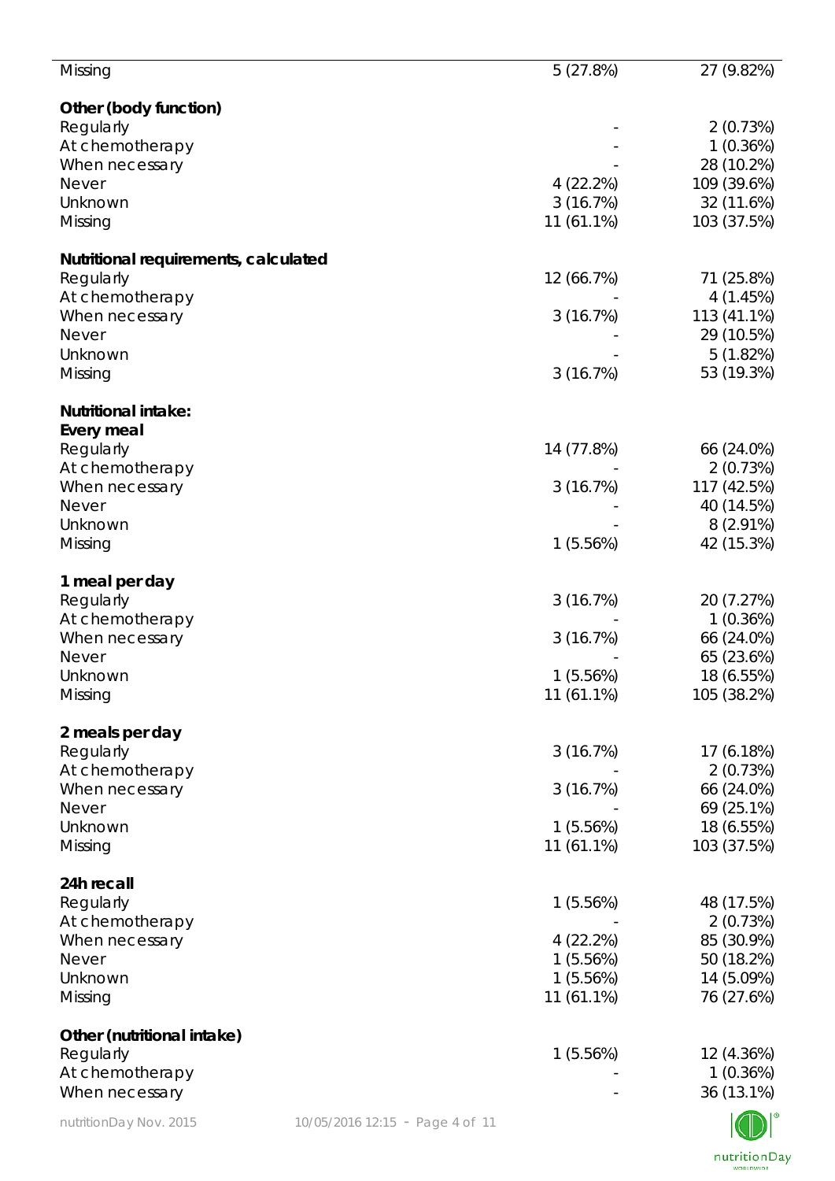| | | |
|---|---|---|
| Missing | 5 (27.8%) | 27 (9.82%) |
| **Other (body function)** | | |
| Regularly | - | 2 (0.73%) |
| At chemotherapy | - | 1 (0.36%) |
| When necessary | - | 28 (10.2%) |
| Never | 4 (22.2%) | 109 (39.6%) |
| Unknown | 3 (16.7%) | 32 (11.6%) |
| Missing | 11 (61.1%) | 103 (37.5%) |
| **Nutritional requirements, calculated** | | |
| Regularly | 12 (66.7%) | 71 (25.8%) |
| At chemotherapy | - | 4 (1.45%) |
| When necessary | 3 (16.7%) | 113 (41.1%) |
| Never | - | 29 (10.5%) |
| Unknown | - | 5 (1.82%) |
| Missing | 3 (16.7%) | 53 (19.3%) |
| **Nutritional intake:** | | |
| **Every meal** | | |
| Regularly | 14 (77.8%) | 66 (24.0%) |
| At chemotherapy | - | 2 (0.73%) |
| When necessary | 3 (16.7%) | 117 (42.5%) |
| Never | - | 40 (14.5%) |
| Unknown | - | 8 (2.91%) |
| Missing | 1 (5.56%) | 42 (15.3%) |
| **1 meal per day** | | |
| Regularly | 3 (16.7%) | 20 (7.27%) |
| At chemotherapy | - | 1 (0.36%) |
| When necessary | 3 (16.7%) | 66 (24.0%) |
| Never | - | 65 (23.6%) |
| Unknown | 1 (5.56%) | 18 (6.55%) |
| Missing | 11 (61.1%) | 105 (38.2%) |
| **2 meals per day** | | |
| Regularly | 3 (16.7%) | 17 (6.18%) |
| At chemotherapy | - | 2 (0.73%) |
| When necessary | 3 (16.7%) | 66 (24.0%) |
| Never | - | 69 (25.1%) |
| Unknown | 1 (5.56%) | 18 (6.55%) |
| Missing | 11 (61.1%) | 103 (37.5%) |
| **24h recall** | | |
| Regularly | 1 (5.56%) | 48 (17.5%) |
| At chemotherapy | - | 2 (0.73%) |
| When necessary | 4 (22.2%) | 85 (30.9%) |
| Never | 1 (5.56%) | 50 (18.2%) |
| Unknown | 1 (5.56%) | 14 (5.09%) |
| Missing | 11 (61.1%) | 76 (27.6%) |
| **Other (nutritional intake)** | | |
| Regularly | 1 (5.56%) | 12 (4.36%) |
| At chemotherapy | - | 1 (0.36%) |
| When necessary | - | 36 (13.1%) |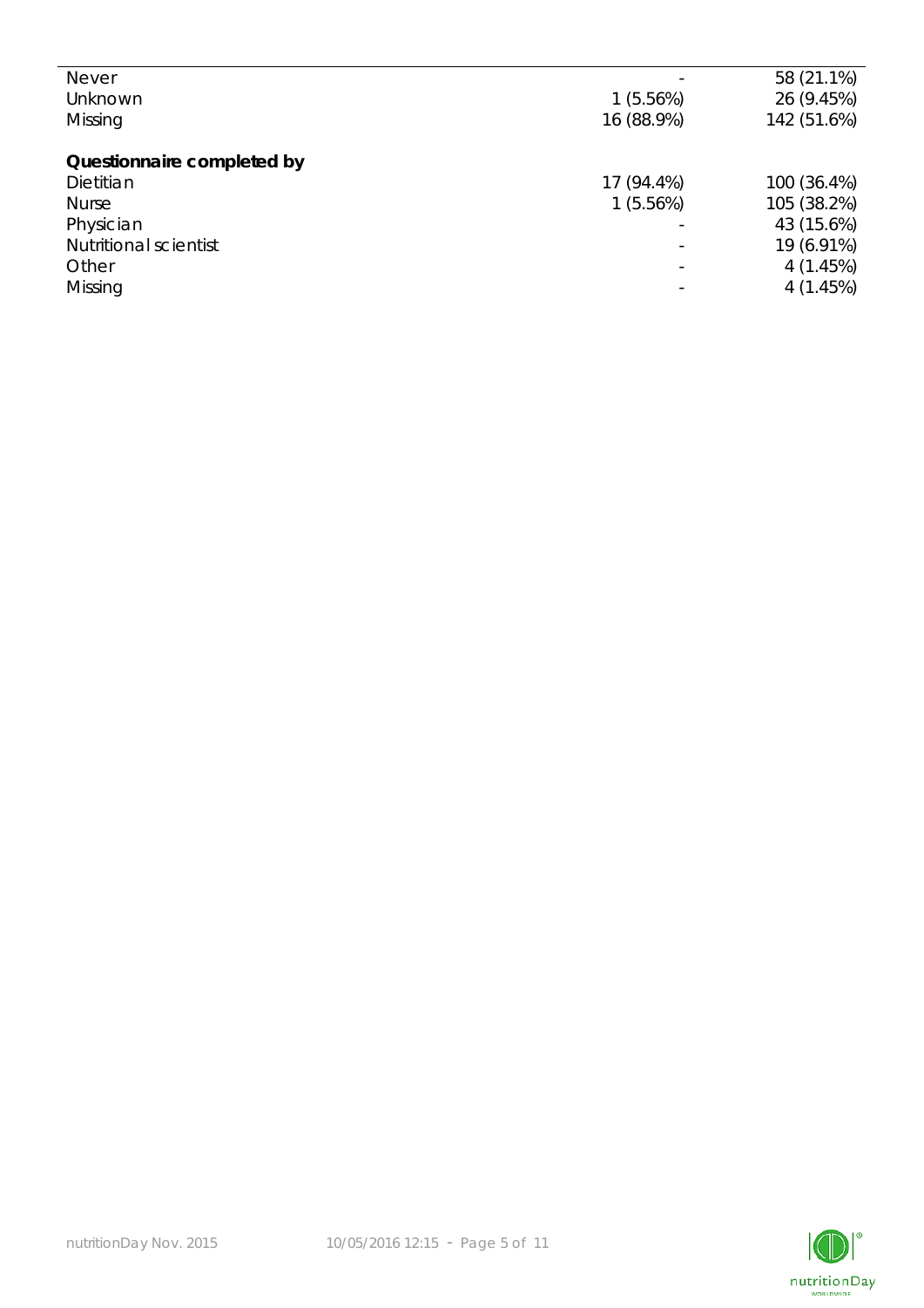| | | |
|---|---|---|
| Never | - | 58 (21.1%) |
| Unknown | 1 (5.56%) | 26 (9.45%) |
| Missing | 16 (88.9%) | 142 (51.6%) |
| **Questionnaire completed by** | | |
| Dietitian | 17 (94.4%) | 100 (36.4%) |
| Nurse | 1 (5.56%) | 105 (38.2%) |
| Physician | - | 43 (15.6%) |
| Nutritional scientist | - | 19 (6.91%) |
| Other | - | 4 (1.45%) |
| Missing | - | 4 (1.45%) |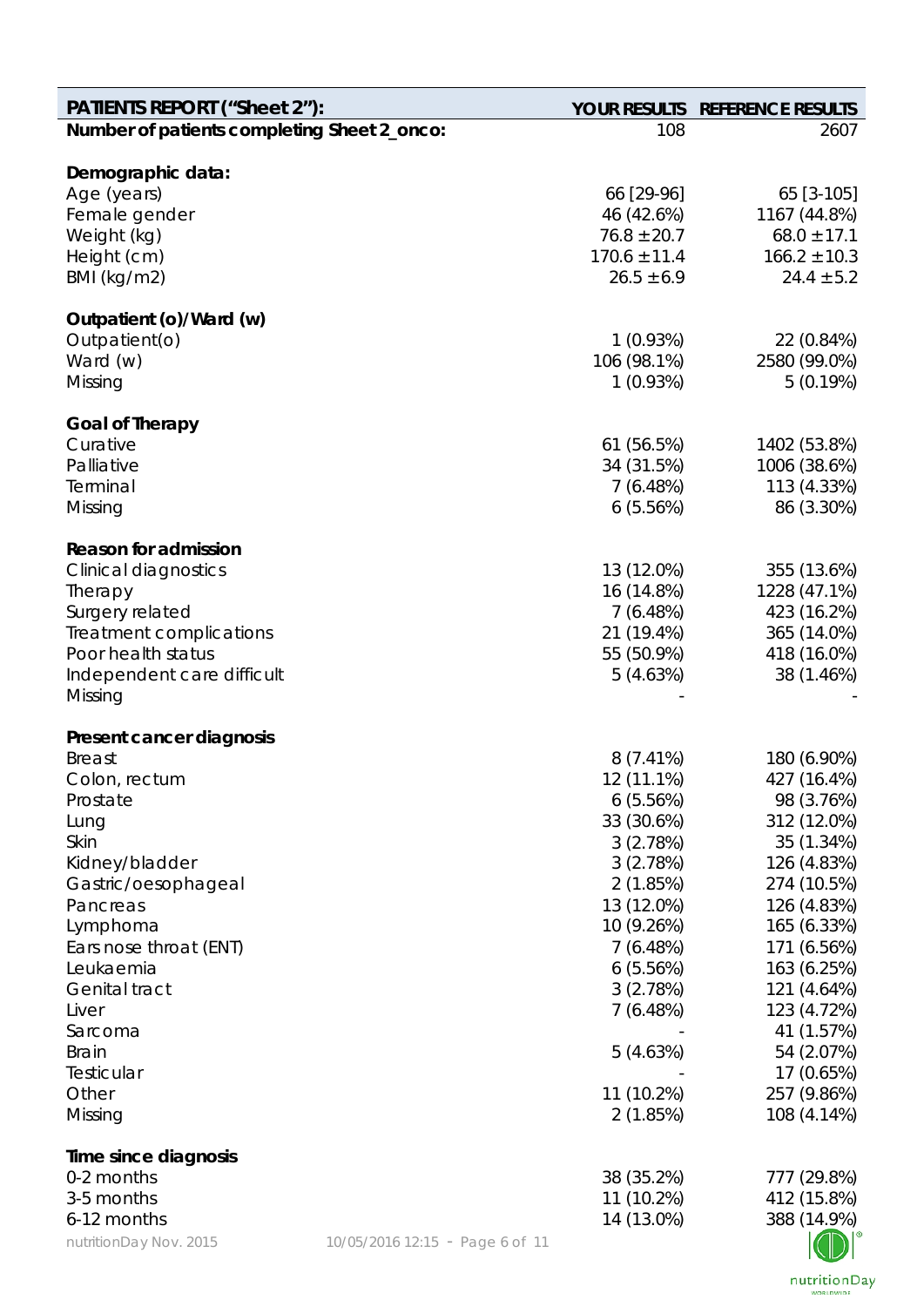| PATIENTS REPORT ("Sheet 2"): | YOUR RESULTS | REFERENCE RESULTS |
|---|---|---|
| **Number of patients completing Sheet 2_onco:** | 108 | 2607 |
| | | |
| **Demographic data:** | | |
| Age (years) | 66 [29-96] | 65 [3-105] |
| Female gender | 46 (42.6%) | 1167 (44.8%) |
| Weight (kg) | 76.8 ±20.7 | 68.0 ±17.1 |
| Height (cm) | 170.6 ±11.4 | 166.2 ±10.3 |
| BMI (kg/m2) | 26.5 ±6.9 | 24.4 ±5.2 |
| | | |
| **Outpatient (o)/Ward (w)** | | |
| Outpatient(o) | 1 (0.93%) | 22 (0.84%) |
| Ward (w) | 106 (98.1%) | 2580 (99.0%) |
| Missing | 1 (0.93%) | 5 (0.19%) |
| | | |
| **Goal of Therapy** | | |
| Curative | 61 (56.5%) | 1402 (53.8%) |
| Palliative | 34 (31.5%) | 1006 (38.6%) |
| Terminal | 7 (6.48%) | 113 (4.33%) |
| Missing | 6 (5.56%) | 86 (3.30%) |
| | | |
| **Reason for admission** | | |
| Clinical diagnostics | 13 (12.0%) | 355 (13.6%) |
| Therapy | 16 (14.8%) | 1228 (47.1%) |
| Surgery related | 7 (6.48%) | 423 (16.2%) |
| Treatment complications | 21 (19.4%) | 365 (14.0%) |
| Poor health status | 55 (50.9%) | 418 (16.0%) |
| Independent care difficult | 5 (4.63%) | 38 (1.46%) |
| Missing | - | - |
| | | |
| **Present cancer diagnosis** | | |
| Breast | 8 (7.41%) | 180 (6.90%) |
| Colon, rectum | 12 (11.1%) | 427 (16.4%) |
| Prostate | 6 (5.56%) | 98 (3.76%) |
| Lung | 33 (30.6%) | 312 (12.0%) |
| Skin | 3 (2.78%) | 35 (1.34%) |
| Kidney/bladder | 3 (2.78%) | 126 (4.83%) |
| Gastric/oesophageal | 2 (1.85%) | 274 (10.5%) |
| Pancreas | 13 (12.0%) | 126 (4.83%) |
| Lymphoma | 10 (9.26%) | 165 (6.33%) |
| Ears nose throat (ENT) | 7 (6.48%) | 171 (6.56%) |
| Leukaemia | 6 (5.56%) | 163 (6.25%) |
| Genital tract | 3 (2.78%) | 121 (4.64%) |
| Liver | 7 (6.48%) | 123 (4.72%) |
| Sarcoma | - | 41 (1.57%) |
| Brain | 5 (4.63%) | 54 (2.07%) |
| Testicular | - | 17 (0.65%) |
| Other | 11 (10.2%) | 257 (9.86%) |
| Missing | 2 (1.85%) | 108 (4.14%) |
| | | |
| **Time since diagnosis** | | |
| 0-2 months | 38 (35.2%) | 777 (29.8%) |
| 3-5 months | 11 (10.2%) | 412 (15.8%) |
| 6-12 months | 14 (13.0%) | 388 (14.9%) |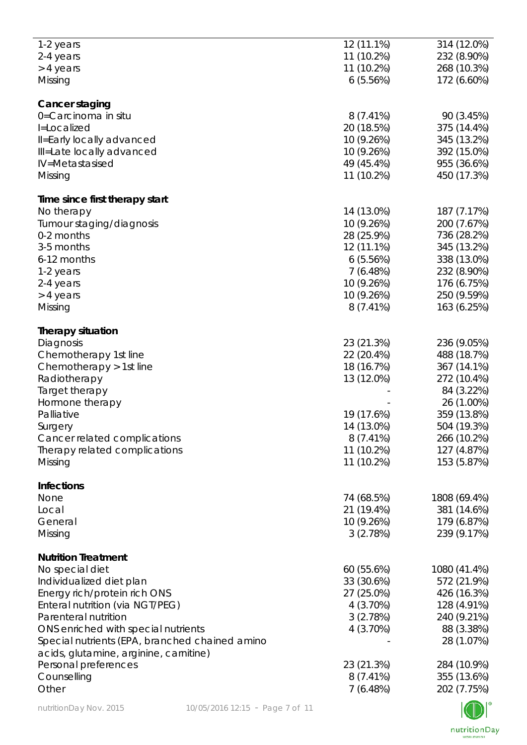| | | |
|---|---|---|
| 1-2 years | 12 (11.1%) | 314 (12.0%) |
| 2-4 years | 11 (10.2%) | 232 (8.90%) |
| > 4 years | 11 (10.2%) | 268 (10.3%) |
| Missing | 6 (5.56%) | 172 (6.60%) |
| | | |
| **Cancer staging** | | |
| 0=Carcinoma in situ | 8 (7.41%) | 90 (3.45%) |
| I=Localized | 20 (18.5%) | 375 (14.4%) |
| II=Early locally advanced | 10 (9.26%) | 345 (13.2%) |
| III=Late locally advanced | 10 (9.26%) | 392 (15.0%) |
| IV=Metastasised | 49 (45.4%) | 955 (36.6%) |
| Missing | 11 (10.2%) | 450 (17.3%) |
| | | |
| **Time since first therapy start** | | |
| No therapy | 14 (13.0%) | 187 (7.17%) |
| Tumour staging/diagnosis | 10 (9.26%) | 200 (7.67%) |
| 0-2 months | 28 (25.9%) | 736 (28.2%) |
| 3-5 months | 12 (11.1%) | 345 (13.2%) |
| 6-12 months | 6 (5.56%) | 338 (13.0%) |
| 1-2 years | 7 (6.48%) | 232 (8.90%) |
| 2-4 years | 10 (9.26%) | 176 (6.75%) |
| > 4 years | 10 (9.26%) | 250 (9.59%) |
| Missing | 8 (7.41%) | 163 (6.25%) |
| | | |
| **Therapy situation** | | |
| Diagnosis | 23 (21.3%) | 236 (9.05%) |
| Chemotherapy 1st line | 22 (20.4%) | 488 (18.7%) |
| Chemotherapy > 1st line | 18 (16.7%) | 367 (14.1%) |
| Radiotherapy | 13 (12.0%) | 272 (10.4%) |
| Target therapy | - | 84 (3.22%) |
| Hormone therapy | - | 26 (1.00%) |
| Palliative | 19 (17.6%) | 359 (13.8%) |
| Surgery | 14 (13.0%) | 504 (19.3%) |
| Cancer related complications | 8 (7.41%) | 266 (10.2%) |
| Therapy related complications | 11 (10.2%) | 127 (4.87%) |
| Missing | 11 (10.2%) | 153 (5.87%) |
| | | |
| **Infections** | | |
| None | 74 (68.5%) | 1808 (69.4%) |
| Local | 21 (19.4%) | 381 (14.6%) |
| General | 10 (9.26%) | 179 (6.87%) |
| Missing | 3 (2.78%) | 239 (9.17%) |
| | | |
| **Nutrition Treatment** | | |
| No special diet | 60 (55.6%) | 1080 (41.4%) |
| Individualized diet plan | 33 (30.6%) | 572 (21.9%) |
| Energy rich/protein rich ONS | 27 (25.0%) | 426 (16.3%) |
| Enteral nutrition (via NGT/PEG) | 4 (3.70%) | 128 (4.91%) |
| Parenteral nutrition | 3 (2.78%) | 240 (9.21%) |
| ONS enriched with special nutrients | 4 (3.70%) | 88 (3.38%) |
| Special nutrients (EPA, branched chained amino acids, glutamine, arginine, carnitine) | - | 28 (1.07%) |
| Personal preferences | 23 (21.3%) | 284 (10.9%) |
| Counselling | 8 (7.41%) | 355 (13.6%) |
| Other | 7 (6.48%) | 202 (7.75%) |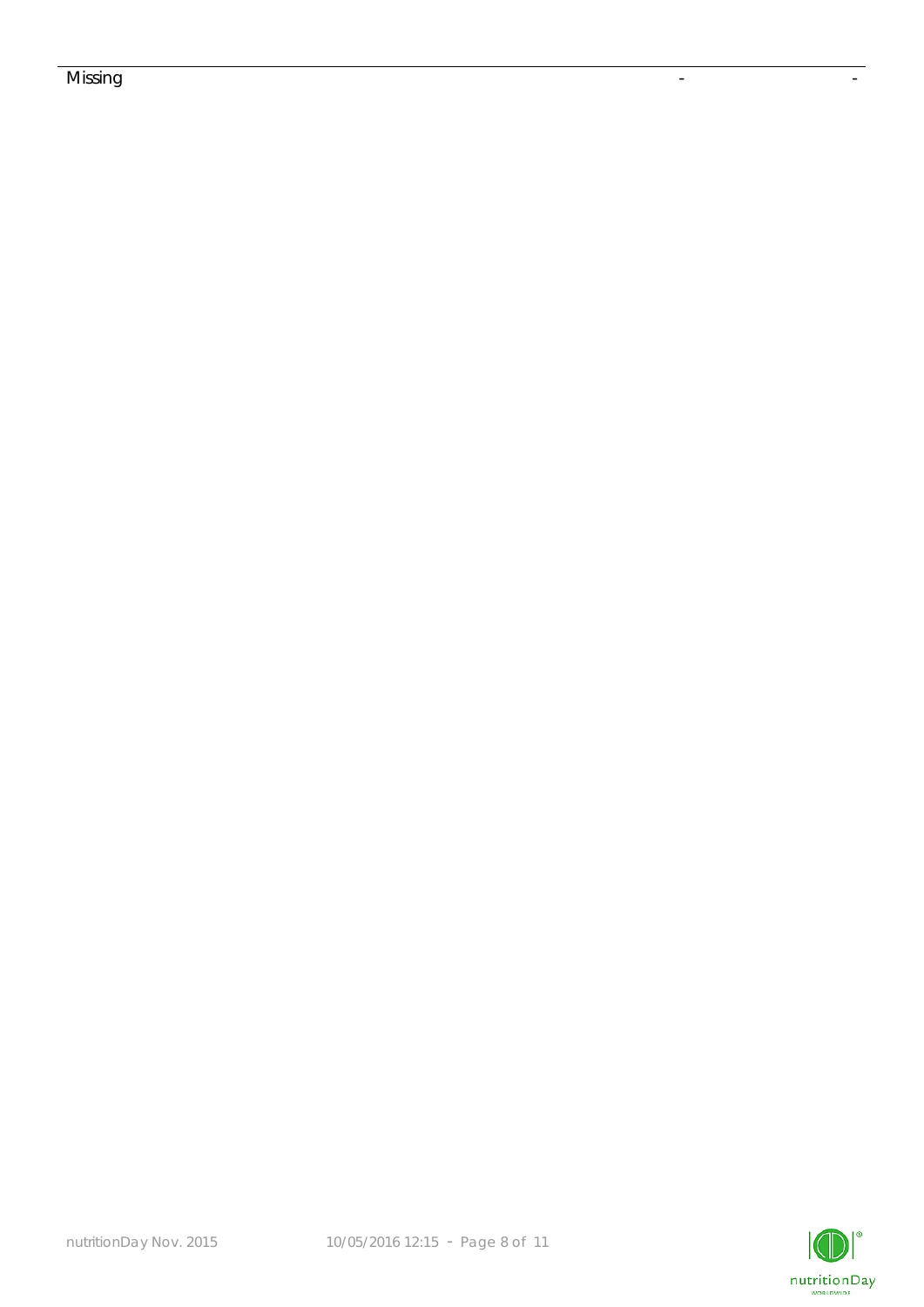| Missing | - | - |
|---|---|---|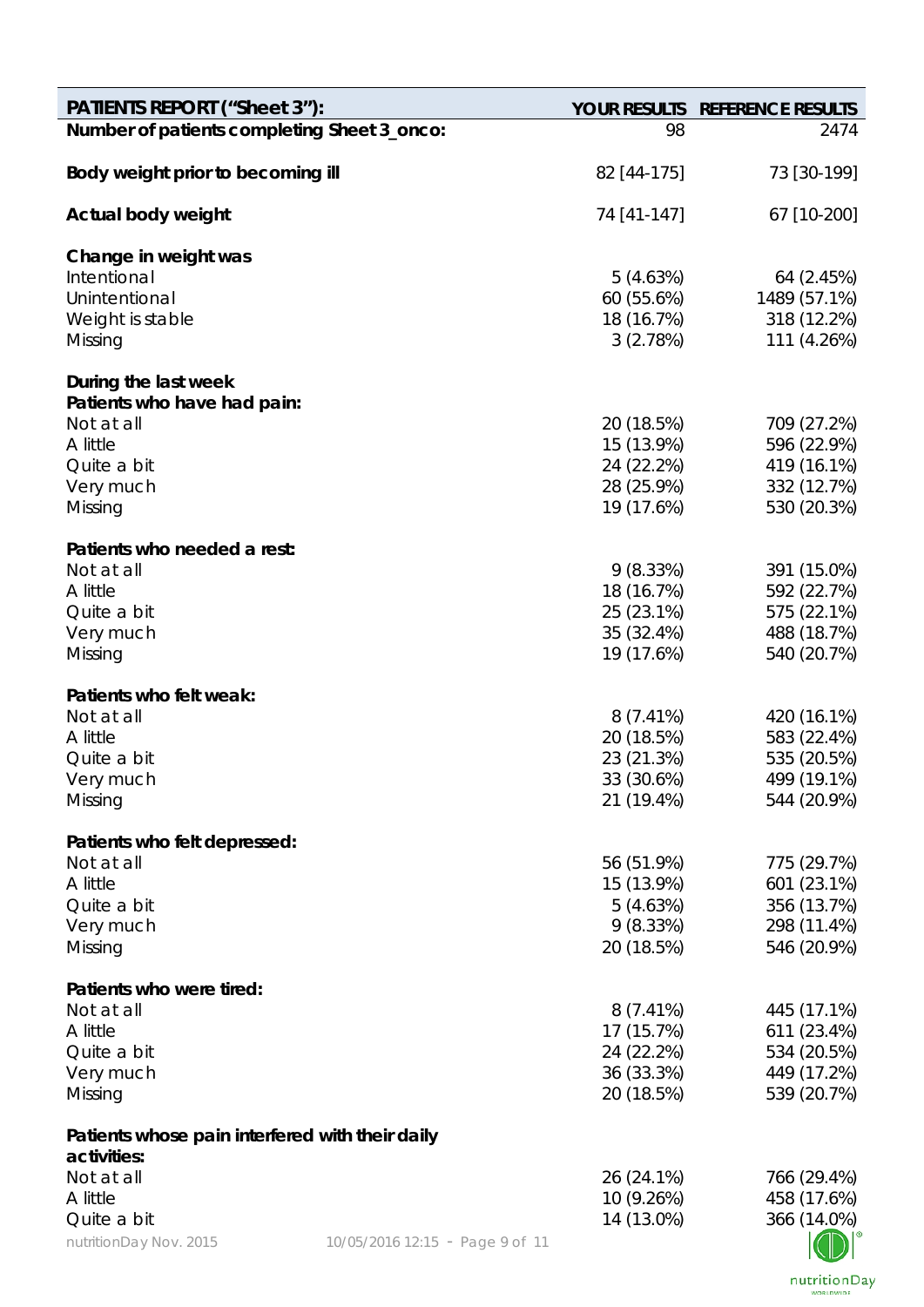| PATIENTS REPORT (“Sheet 3”): | YOUR RESULTS | REFERENCE RESULTS |
|---|---|---|
| **Number of patients completing Sheet 3_onco:** | 98 | 2474 |
| **Body weight prior to becoming ill** | 82 [44-175] | 73 [30-199] |
| **Actual body weight** | 74 [41-147] | 67 [10-200] |
| **Change in weight was** | | |
| Intentional | 5 (4.63%) | 64 (2.45%) |
| Unintentional | 60 (55.6%) | 1489 (57.1%) |
| Weight is stable | 18 (16.7%) | 318 (12.2%) |
| Missing | 3 (2.78%) | 111 (4.26%) |
| **During the last week** | | |
| **Patients who have had pain:** | | |
| Not at all | 20 (18.5%) | 709 (27.2%) |
| A little | 15 (13.9%) | 596 (22.9%) |
| Quite a bit | 24 (22.2%) | 419 (16.1%) |
| Very much | 28 (25.9%) | 332 (12.7%) |
| Missing | 19 (17.6%) | 530 (20.3%) |
| **Patients who needed a rest:** | | |
| Not at all | 9 (8.33%) | 391 (15.0%) |
| A little | 18 (16.7%) | 592 (22.7%) |
| Quite a bit | 25 (23.1%) | 575 (22.1%) |
| Very much | 35 (32.4%) | 488 (18.7%) |
| Missing | 19 (17.6%) | 540 (20.7%) |
| **Patients who felt weak:** | | |
| Not at all | 8 (7.41%) | 420 (16.1%) |
| A little | 20 (18.5%) | 583 (22.4%) |
| Quite a bit | 23 (21.3%) | 535 (20.5%) |
| Very much | 33 (30.6%) | 499 (19.1%) |
| Missing | 21 (19.4%) | 544 (20.9%) |
| **Patients who felt depressed:** | | |
| Not at all | 56 (51.9%) | 775 (29.7%) |
| A little | 15 (13.9%) | 601 (23.1%) |
| Quite a bit | 5 (4.63%) | 356 (13.7%) |
| Very much | 9 (8.33%) | 298 (11.4%) |
| Missing | 20 (18.5%) | 546 (20.9%) |
| **Patients who were tired:** | | |
| Not at all | 8 (7.41%) | 445 (17.1%) |
| A little | 17 (15.7%) | 611 (23.4%) |
| Quite a bit | 24 (22.2%) | 534 (20.5%) |
| Very much | 36 (33.3%) | 449 (17.2%) |
| Missing | 20 (18.5%) | 539 (20.7%) |
| **Patients whose pain interfered with their daily activities:** | | |
| Not at all | 26 (24.1%) | 766 (29.4%) |
| A little | 10 (9.26%) | 458 (17.6%) |
| Quite a bit | 14 (13.0%) | 366 (14.0%) |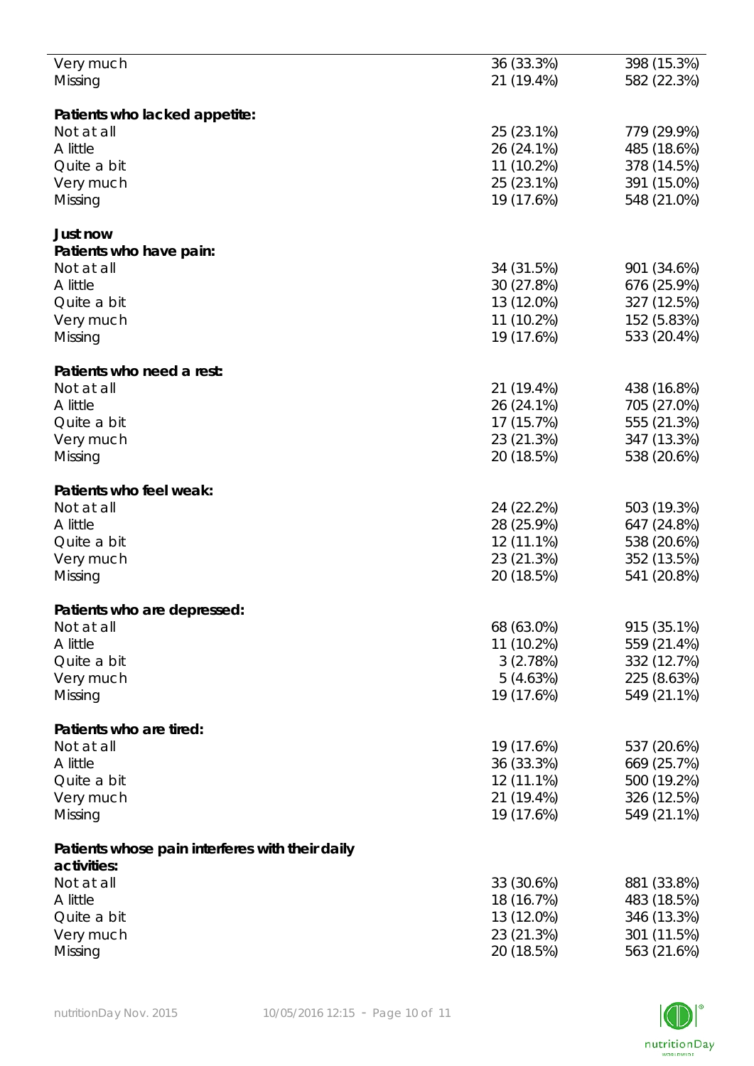| | | |
|---|---|---|
| Very much | 36 (33.3%) | 398 (15.3%) |
| Missing | 21 (19.4%) | 582 (22.3%) |
| | | |
| **Patients who lacked appetite:** | | |
| Not at all | 25 (23.1%) | 779 (29.9%) |
| A little | 26 (24.1%) | 485 (18.6%) |
| Quite a bit | 11 (10.2%) | 378 (14.5%) |
| Very much | 25 (23.1%) | 391 (15.0%) |
| Missing | 19 (17.6%) | 548 (21.0%) |
| | | |
| **Just now** | | |
| **Patients who have pain:** | | |
| Not at all | 34 (31.5%) | 901 (34.6%) |
| A little | 30 (27.8%) | 676 (25.9%) |
| Quite a bit | 13 (12.0%) | 327 (12.5%) |
| Very much | 11 (10.2%) | 152 (5.83%) |
| Missing | 19 (17.6%) | 533 (20.4%) |
| | | |
| **Patients who need a rest:** | | |
| Not at all | 21 (19.4%) | 438 (16.8%) |
| A little | 26 (24.1%) | 705 (27.0%) |
| Quite a bit | 17 (15.7%) | 555 (21.3%) |
| Very much | 23 (21.3%) | 347 (13.3%) |
| Missing | 20 (18.5%) | 538 (20.6%) |
| | | |
| **Patients who feel weak:** | | |
| Not at all | 24 (22.2%) | 503 (19.3%) |
| A little | 28 (25.9%) | 647 (24.8%) |
| Quite a bit | 12 (11.1%) | 538 (20.6%) |
| Very much | 23 (21.3%) | 352 (13.5%) |
| Missing | 20 (18.5%) | 541 (20.8%) |
| | | |
| **Patients who are depressed:** | | |
| Not at all | 68 (63.0%) | 915 (35.1%) |
| A little | 11 (10.2%) | 559 (21.4%) |
| Quite a bit | 3 (2.78%) | 332 (12.7%) |
| Very much | 5 (4.63%) | 225 (8.63%) |
| Missing | 19 (17.6%) | 549 (21.1%) |
| | | |
| **Patients who are tired:** | | |
| Not at all | 19 (17.6%) | 537 (20.6%) |
| A little | 36 (33.3%) | 669 (25.7%) |
| Quite a bit | 12 (11.1%) | 500 (19.2%) |
| Very much | 21 (19.4%) | 326 (12.5%) |
| Missing | 19 (17.6%) | 549 (21.1%) |
| | | |
| **Patients whose pain interferes with their daily activities:** | | |
| Not at all | 33 (30.6%) | 881 (33.8%) |
| A little | 18 (16.7%) | 483 (18.5%) |
| Quite a bit | 13 (12.0%) | 346 (13.3%) |
| Very much | 23 (21.3%) | 301 (11.5%) |
| Missing | 20 (18.5%) | 563 (21.6%) |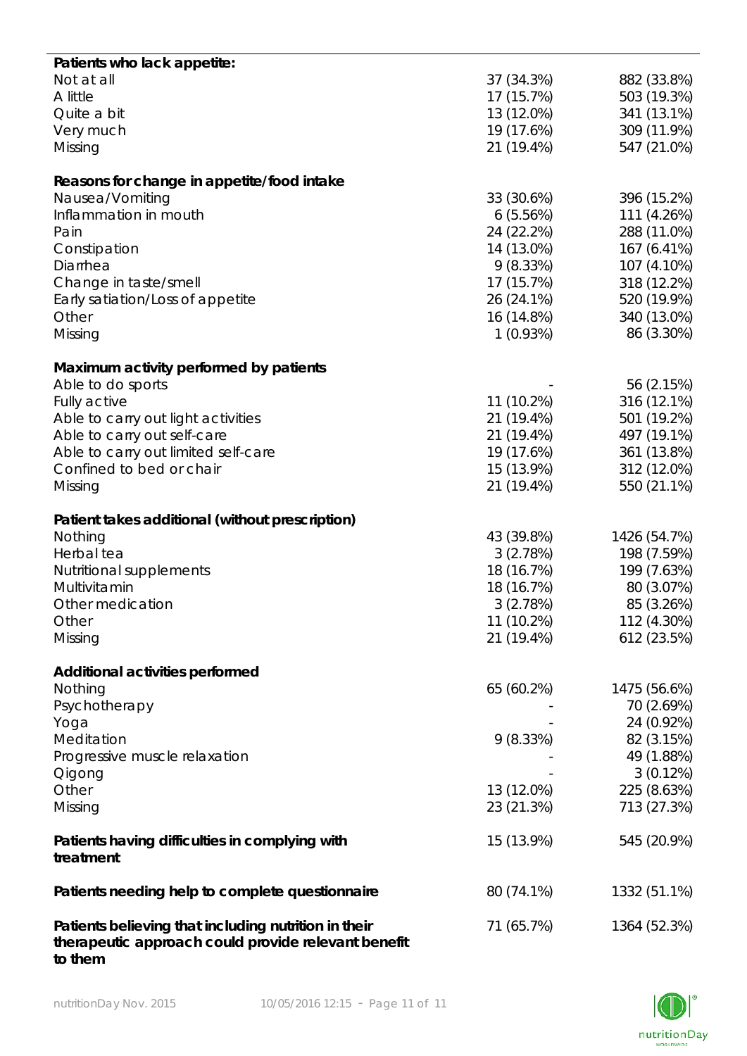| | | |
|---|---|---|
| **Patients who lack appetite:** | | |
| Not at all | 37 (34.3%) | 882 (33.8%) |
| A little | 17 (15.7%) | 503 (19.3%) |
| Quite a bit | 13 (12.0%) | 341 (13.1%) |
| Very much | 19 (17.6%) | 309 (11.9%) |
| Missing | 21 (19.4%) | 547 (21.0%) |
| **Reasons for change in appetite/food intake** | | |
| Nausea/Vomiting | 33 (30.6%) | 396 (15.2%) |
| Inflammation in mouth | 6 (5.56%) | 111 (4.26%) |
| Pain | 24 (22.2%) | 288 (11.0%) |
| Constipation | 14 (13.0%) | 167 (6.41%) |
| Diarrhea | 9 (8.33%) | 107 (4.10%) |
| Change in taste/smell | 17 (15.7%) | 318 (12.2%) |
| Early satiation/Loss of appetite | 26 (24.1%) | 520 (19.9%) |
| Other | 16 (14.8%) | 340 (13.0%) |
| Missing | 1 (0.93%) | 86 (3.30%) |
| **Maximum activity performed by patients** | | |
| Able to do sports | - | 56 (2.15%) |
| Fully active | 11 (10.2%) | 316 (12.1%) |
| Able to carry out light activities | 21 (19.4%) | 501 (19.2%) |
| Able to carry out self-care | 21 (19.4%) | 497 (19.1%) |
| Able to carry out limited self-care | 19 (17.6%) | 361 (13.8%) |
| Confined to bed or chair | 15 (13.9%) | 312 (12.0%) |
| Missing | 21 (19.4%) | 550 (21.1%) |
| **Patient takes additional (without prescription)** | | |
| Nothing | 43 (39.8%) | 1426 (54.7%) |
| Herbal tea | 3 (2.78%) | 198 (7.59%) |
| Nutritional supplements | 18 (16.7%) | 199 (7.63%) |
| Multivitamin | 18 (16.7%) | 80 (3.07%) |
| Other medication | 3 (2.78%) | 85 (3.26%) |
| Other | 11 (10.2%) | 112 (4.30%) |
| Missing | 21 (19.4%) | 612 (23.5%) |
| **Additional activities performed** | | |
| Nothing | 65 (60.2%) | 1475 (56.6%) |
| Psychotherapy | - | 70 (2.69%) |
| Yoga | - | 24 (0.92%) |
| Meditation | 9 (8.33%) | 82 (3.15%) |
| Progressive muscle relaxation | - | 49 (1.88%) |
| Qigong | - | 3 (0.12%) |
| Other | 13 (12.0%) | 225 (8.63%) |
| Missing | 23 (21.3%) | 713 (27.3%) |
| **Patients having difficulties in complying with treatment** | 15 (13.9%) | 545 (20.9%) |
| **Patients needing help to complete questionnaire** | 80 (74.1%) | 1332 (51.1%) |
| **Patients believing that including nutrition in their therapeutic approach could provide relevant benefit to them** | 71 (65.7%) | 1364 (52.3%) |